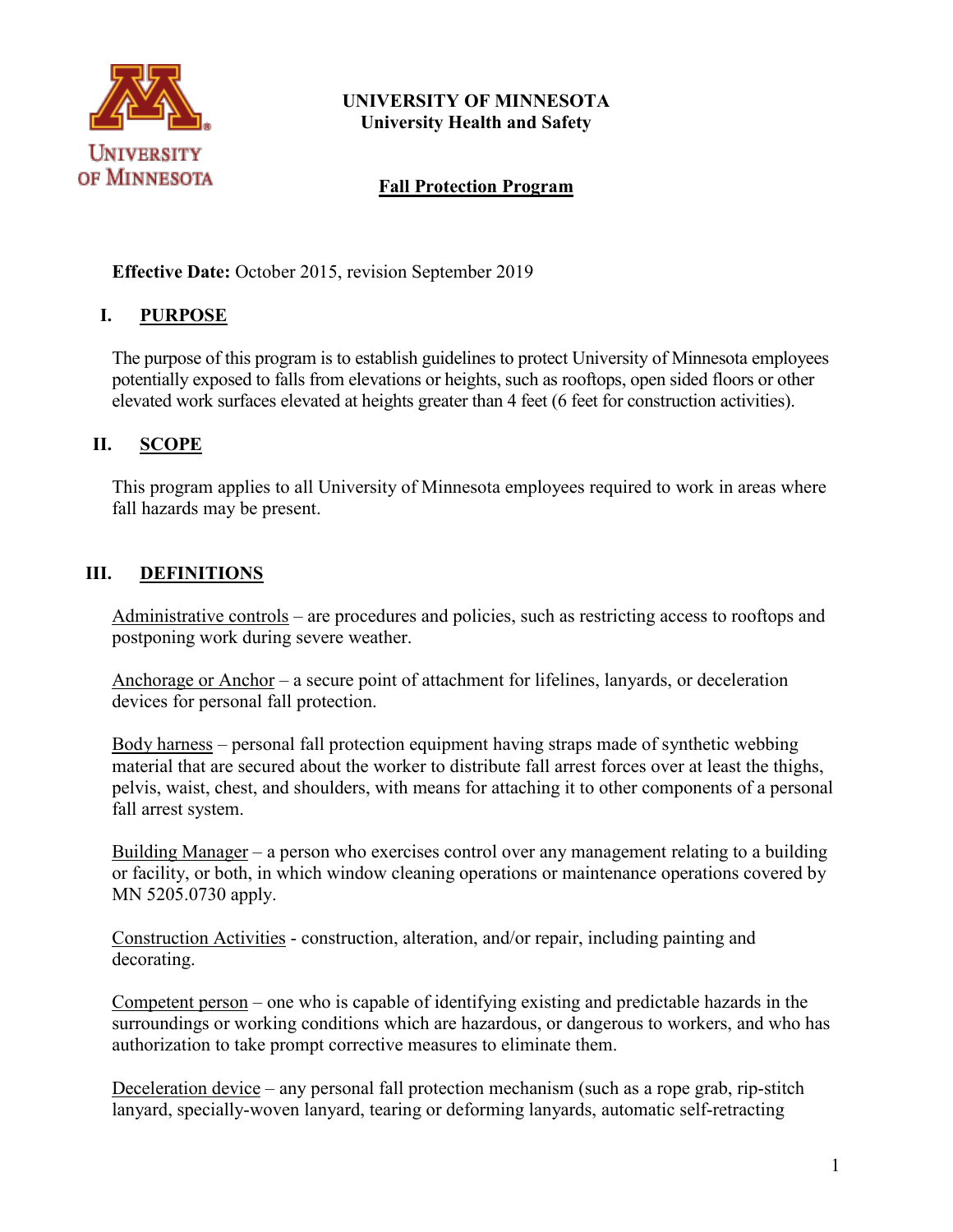**UNIVERSITY OF MINNESOTA**
**University Health and Safety**

# Fall Protection Program

**Effective Date:** October 2015, revision September 2019

## I. PURPOSE

The purpose of this program is to establish guidelines to protect University of Minnesota employees potentially exposed to falls from elevations or heights, such as rooftops, open sided floors or other elevated work surfaces elevated at heights greater than 4 feet (6 feet for construction activities).

## II. SCOPE

This program applies to all University of Minnesota employees required to work in areas where fall hazards may be present.

## III. DEFINITIONS

Administrative controls – are procedures and policies, such as restricting access to rooftops and postponing work during severe weather.

Anchorage or Anchor – a secure point of attachment for lifelines, lanyards, or deceleration devices for personal fall protection.

Body harness – personal fall protection equipment having straps made of synthetic webbing material that are secured about the worker to distribute fall arrest forces over at least the thighs, pelvis, waist, chest, and shoulders, with means for attaching it to other components of a personal fall arrest system.

Building Manager – a person who exercises control over any management relating to a building or facility, or both, in which window cleaning operations or maintenance operations covered by MN 5205.0730 apply.

Construction Activities - construction, alteration, and/or repair, including painting and decorating.

Competent person – one who is capable of identifying existing and predictable hazards in the surroundings or working conditions which are hazardous, or dangerous to workers, and who has authorization to take prompt corrective measures to eliminate them.

Deceleration device – any personal fall protection mechanism (such as a rope grab, rip-stitch lanyard, specially-woven lanyard, tearing or deforming lanyards, automatic self-retracting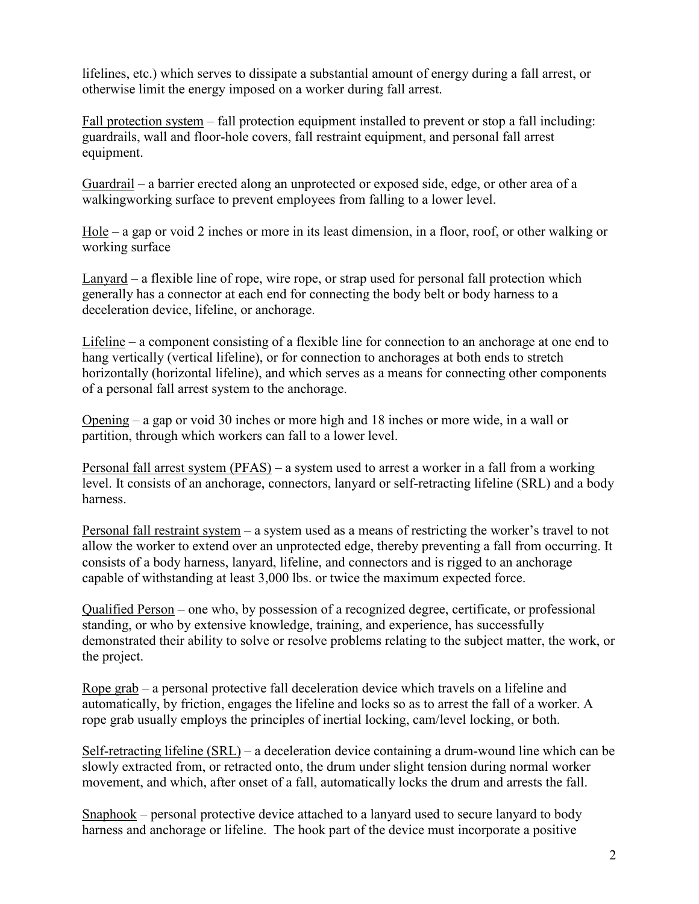lifelines, etc.) which serves to dissipate a substantial amount of energy during a fall arrest, or otherwise limit the energy imposed on a worker during fall arrest.

Fall protection system – fall protection equipment installed to prevent or stop a fall including: guardrails, wall and floor-hole covers, fall restraint equipment, and personal fall arrest equipment.

Guardrail – a barrier erected along an unprotected or exposed side, edge, or other area of a walkingworking surface to prevent employees from falling to a lower level.

Hole – a gap or void 2 inches or more in its least dimension, in a floor, roof, or other walking or working surface

Lanyard – a flexible line of rope, wire rope, or strap used for personal fall protection which generally has a connector at each end for connecting the body belt or body harness to a deceleration device, lifeline, or anchorage.

Lifeline – a component consisting of a flexible line for connection to an anchorage at one end to hang vertically (vertical lifeline), or for connection to anchorages at both ends to stretch horizontally (horizontal lifeline), and which serves as a means for connecting other components of a personal fall arrest system to the anchorage.

Opening – a gap or void 30 inches or more high and 18 inches or more wide, in a wall or partition, through which workers can fall to a lower level.

Personal fall arrest system (PFAS) – a system used to arrest a worker in a fall from a working level. It consists of an anchorage, connectors, lanyard or self-retracting lifeline (SRL) and a body harness.

Personal fall restraint system – a system used as a means of restricting the worker's travel to not allow the worker to extend over an unprotected edge, thereby preventing a fall from occurring. It consists of a body harness, lanyard, lifeline, and connectors and is rigged to an anchorage capable of withstanding at least 3,000 lbs. or twice the maximum expected force.

Qualified Person – one who, by possession of a recognized degree, certificate, or professional standing, or who by extensive knowledge, training, and experience, has successfully demonstrated their ability to solve or resolve problems relating to the subject matter, the work, or the project.

Rope grab – a personal protective fall deceleration device which travels on a lifeline and automatically, by friction, engages the lifeline and locks so as to arrest the fall of a worker. A rope grab usually employs the principles of inertial locking, cam/level locking, or both.

Self-retracting lifeline (SRL) – a deceleration device containing a drum-wound line which can be slowly extracted from, or retracted onto, the drum under slight tension during normal worker movement, and which, after onset of a fall, automatically locks the drum and arrests the fall.

Snaphook – personal protective device attached to a lanyard used to secure lanyard to body harness and anchorage or lifeline. The hook part of the device must incorporate a positive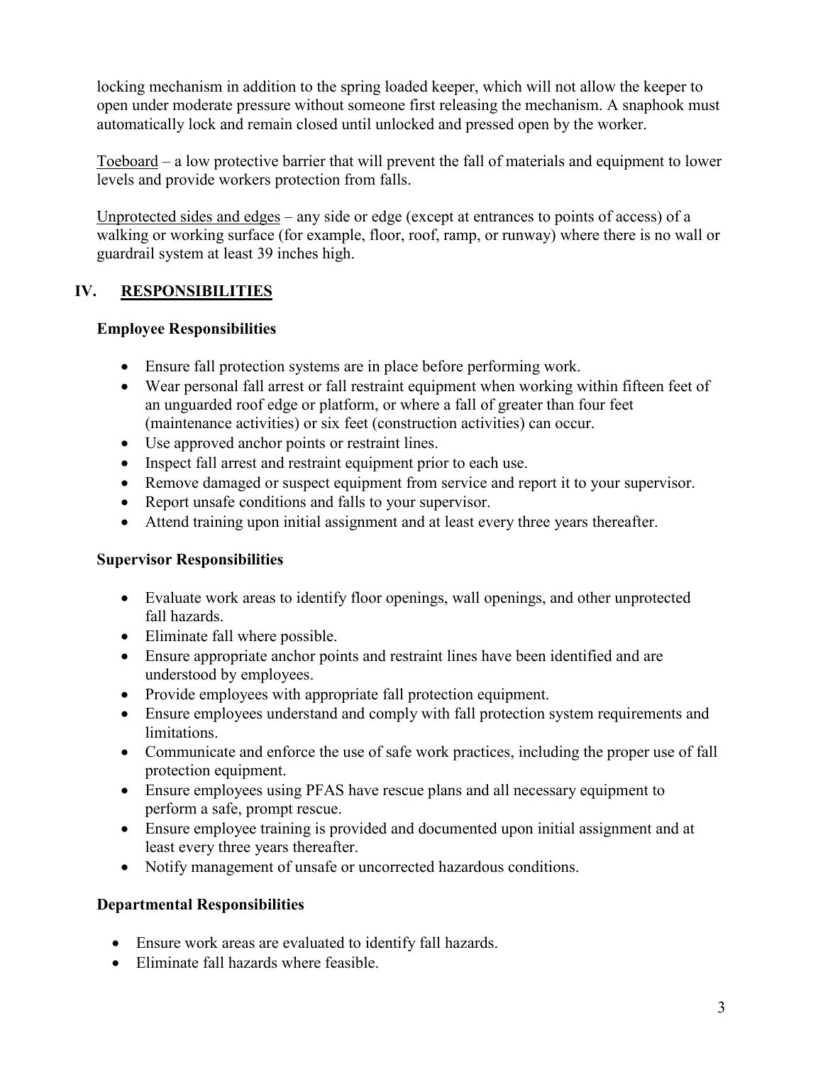locking mechanism in addition to the spring loaded keeper, which will not allow the keeper to open under moderate pressure without someone first releasing the mechanism. A snaphook must automatically lock and remain closed until unlocked and pressed open by the worker.

<u>Toeboard</u> – a low protective barrier that will prevent the fall of materials and equipment to lower levels and provide workers protection from falls.

<u>Unprotected sides and edges</u> – any side or edge (except at entrances to points of access) of a walking or working surface (for example, floor, roof, ramp, or runway) where there is no wall or guardrail system at least 39 inches high.

## IV. <u>RESPONSIBILITIES</u>

### Employee Responsibilities

- Ensure fall protection systems are in place before performing work.
- Wear personal fall arrest or fall restraint equipment when working within fifteen feet of an unguarded roof edge or platform, or where a fall of greater than four feet (maintenance activities) or six feet (construction activities) can occur.
- Use approved anchor points or restraint lines.
- Inspect fall arrest and restraint equipment prior to each use.
- Remove damaged or suspect equipment from service and report it to your supervisor.
- Report unsafe conditions and falls to your supervisor.
- Attend training upon initial assignment and at least every three years thereafter.

### Supervisor Responsibilities

- Evaluate work areas to identify floor openings, wall openings, and other unprotected fall hazards.
- Eliminate fall where possible.
- Ensure appropriate anchor points and restraint lines have been identified and are understood by employees.
- Provide employees with appropriate fall protection equipment.
- Ensure employees understand and comply with fall protection system requirements and limitations.
- Communicate and enforce the use of safe work practices, including the proper use of fall protection equipment.
- Ensure employees using PFAS have rescue plans and all necessary equipment to perform a safe, prompt rescue.
- Ensure employee training is provided and documented upon initial assignment and at least every three years thereafter.
- Notify management of unsafe or uncorrected hazardous conditions.

### Departmental Responsibilities

- Ensure work areas are evaluated to identify fall hazards.
- Eliminate fall hazards where feasible.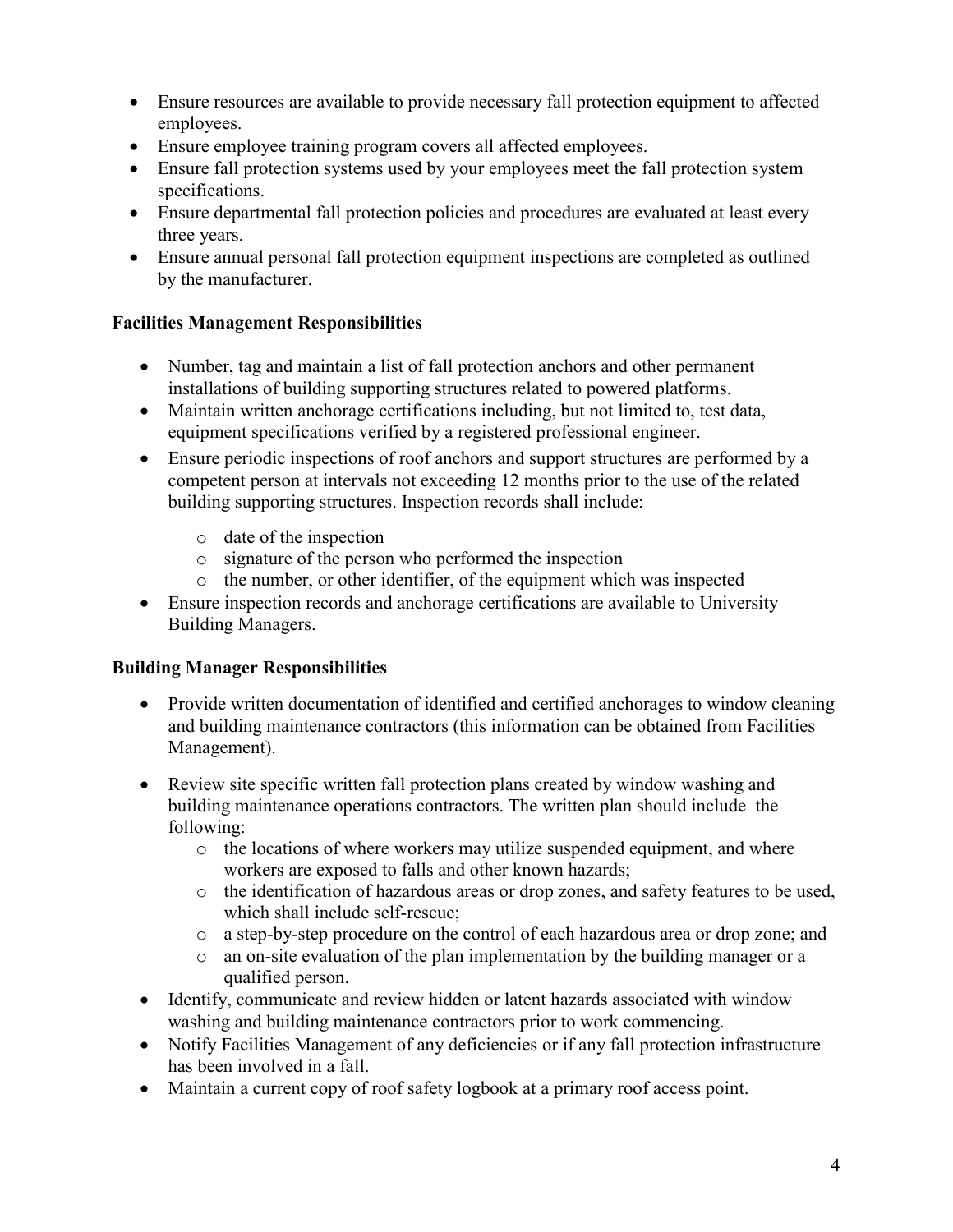- Ensure resources are available to provide necessary fall protection equipment to affected employees.
- Ensure employee training program covers all affected employees.
- Ensure fall protection systems used by your employees meet the fall protection system specifications.
- Ensure departmental fall protection policies and procedures are evaluated at least every three years.
- Ensure annual personal fall protection equipment inspections are completed as outlined by the manufacturer.

**Facilities Management Responsibilities**

- Number, tag and maintain a list of fall protection anchors and other permanent installations of building supporting structures related to powered platforms.
- Maintain written anchorage certifications including, but not limited to, test data, equipment specifications verified by a registered professional engineer.
- Ensure periodic inspections of roof anchors and support structures are performed by a competent person at intervals not exceeding 12 months prior to the use of the related building supporting structures. Inspection records shall include:
  - date of the inspection
  - signature of the person who performed the inspection
  - the number, or other identifier, of the equipment which was inspected
- Ensure inspection records and anchorage certifications are available to University Building Managers.

**Building Manager Responsibilities**

- Provide written documentation of identified and certified anchorages to window cleaning and building maintenance contractors (this information can be obtained from Facilities Management).
- Review site specific written fall protection plans created by window washing and building maintenance operations contractors. The written plan should include the following:
  - the locations of where workers may utilize suspended equipment, and where workers are exposed to falls and other known hazards;
  - the identification of hazardous areas or drop zones, and safety features to be used, which shall include self-rescue;
  - a step-by-step procedure on the control of each hazardous area or drop zone; and
  - an on-site evaluation of the plan implementation by the building manager or a qualified person.
- Identify, communicate and review hidden or latent hazards associated with window washing and building maintenance contractors prior to work commencing.
- Notify Facilities Management of any deficiencies or if any fall protection infrastructure has been involved in a fall.
- Maintain a current copy of roof safety logbook at a primary roof access point.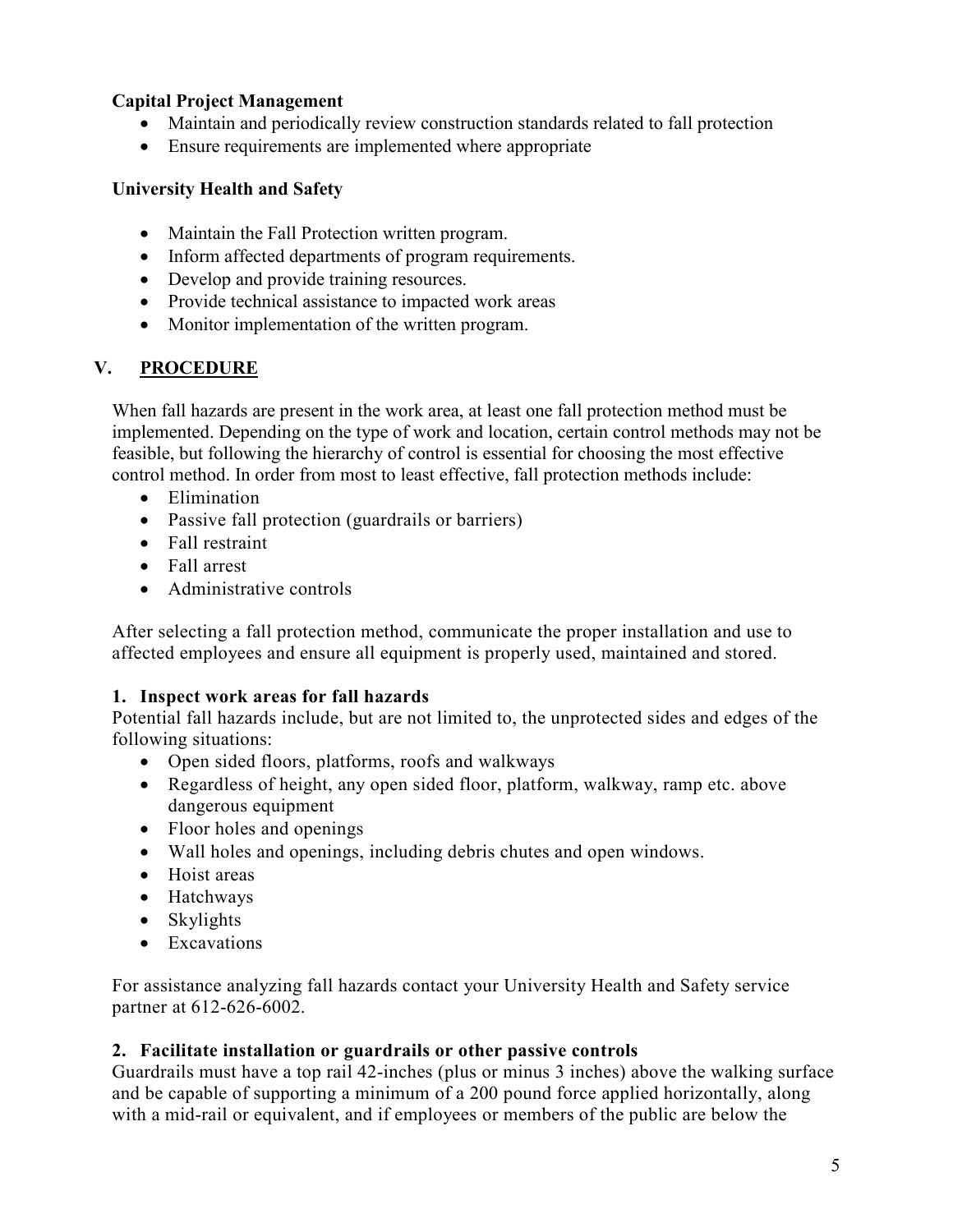**Capital Project Management**

- Maintain and periodically review construction standards related to fall protection
- Ensure requirements are implemented where appropriate

**University Health and Safety**

- Maintain the Fall Protection written program.
- Inform affected departments of program requirements.
- Develop and provide training resources.
- Provide technical assistance to impacted work areas
- Monitor implementation of the written program.

## V. PROCEDURE

When fall hazards are present in the work area, at least one fall protection method must be implemented. Depending on the type of work and location, certain control methods may not be feasible, but following the hierarchy of control is essential for choosing the most effective control method. In order from most to least effective, fall protection methods include:

- Elimination
- Passive fall protection (guardrails or barriers)
- Fall restraint
- Fall arrest
- Administrative controls

After selecting a fall protection method, communicate the proper installation and use to affected employees and ensure all equipment is properly used, maintained and stored.

### 1. Inspect work areas for fall hazards

Potential fall hazards include, but are not limited to, the unprotected sides and edges of the following situations:

- Open sided floors, platforms, roofs and walkways
- Regardless of height, any open sided floor, platform, walkway, ramp etc. above dangerous equipment
- Floor holes and openings
- Wall holes and openings, including debris chutes and open windows.
- Hoist areas
- Hatchways
- Skylights
- Excavations

For assistance analyzing fall hazards contact your University Health and Safety service partner at 612-626-6002.

### 2. Facilitate installation or guardrails or other passive controls

Guardrails must have a top rail 42-inches (plus or minus 3 inches) above the walking surface and be capable of supporting a minimum of a 200 pound force applied horizontally, along with a mid-rail or equivalent, and if employees or members of the public are below the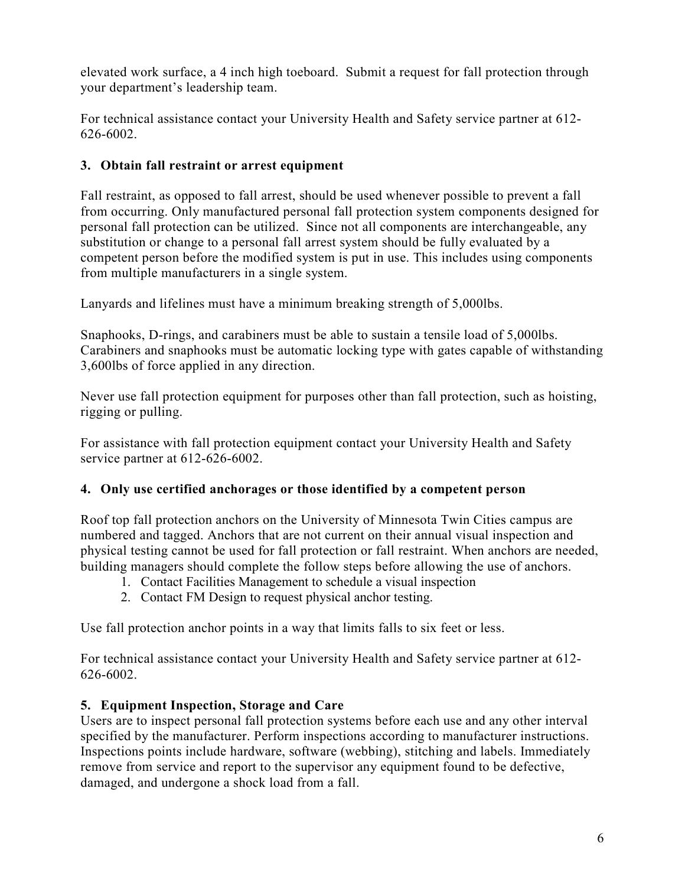elevated work surface, a 4 inch high toeboard. Submit a request for fall protection through your department's leadership team.

For technical assistance contact your University Health and Safety service partner at 612-626-6002.

### 3. Obtain fall restraint or arrest equipment

Fall restraint, as opposed to fall arrest, should be used whenever possible to prevent a fall from occurring. Only manufactured personal fall protection system components designed for personal fall protection can be utilized. Since not all components are interchangeable, any substitution or change to a personal fall arrest system should be fully evaluated by a competent person before the modified system is put in use. This includes using components from multiple manufacturers in a single system.

Lanyards and lifelines must have a minimum breaking strength of 5,000lbs.

Snaphooks, D-rings, and carabiners must be able to sustain a tensile load of 5,000lbs. Carabiners and snaphooks must be automatic locking type with gates capable of withstanding 3,600lbs of force applied in any direction.

Never use fall protection equipment for purposes other than fall protection, such as hoisting, rigging or pulling.

For assistance with fall protection equipment contact your University Health and Safety service partner at 612-626-6002.

### 4. Only use certified anchorages or those identified by a competent person

Roof top fall protection anchors on the University of Minnesota Twin Cities campus are numbered and tagged. Anchors that are not current on their annual visual inspection and physical testing cannot be used for fall protection or fall restraint. When anchors are needed, building managers should complete the follow steps before allowing the use of anchors.

1. Contact Facilities Management to schedule a visual inspection
2. Contact FM Design to request physical anchor testing.

Use fall protection anchor points in a way that limits falls to six feet or less.

For technical assistance contact your University Health and Safety service partner at 612-626-6002.

### 5. Equipment Inspection, Storage and Care

Users are to inspect personal fall protection systems before each use and any other interval specified by the manufacturer. Perform inspections according to manufacturer instructions. Inspections points include hardware, software (webbing), stitching and labels. Immediately remove from service and report to the supervisor any equipment found to be defective, damaged, and undergone a shock load from a fall.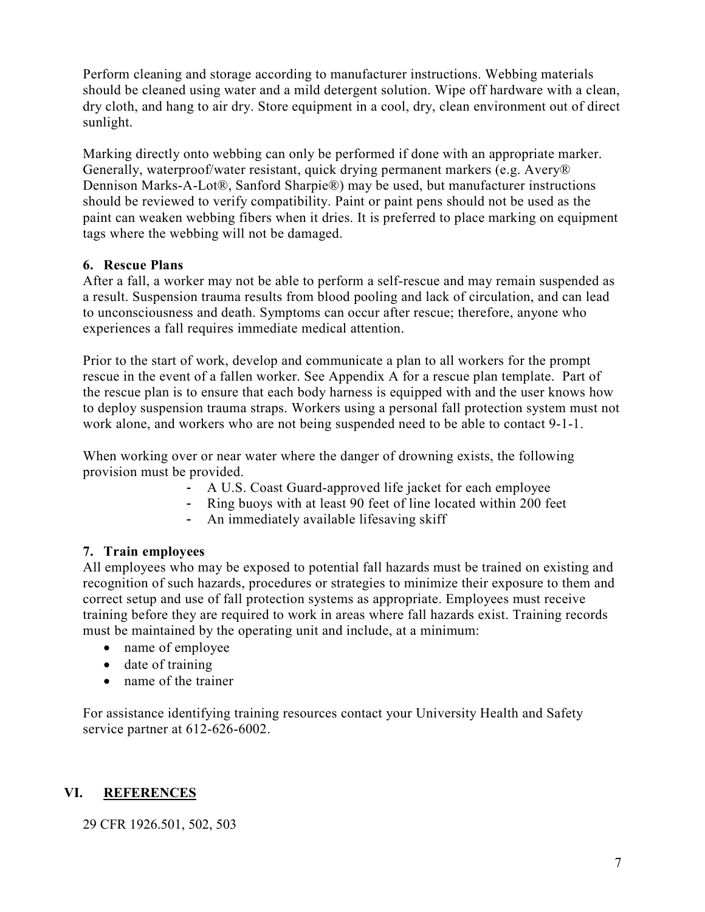Perform cleaning and storage according to manufacturer instructions. Webbing materials should be cleaned using water and a mild detergent solution. Wipe off hardware with a clean, dry cloth, and hang to air dry. Store equipment in a cool, dry, clean environment out of direct sunlight.

Marking directly onto webbing can only be performed if done with an appropriate marker. Generally, waterproof/water resistant, quick drying permanent markers (e.g. Avery® Dennison Marks-A-Lot®, Sanford Sharpie®) may be used, but manufacturer instructions should be reviewed to verify compatibility. Paint or paint pens should not be used as the paint can weaken webbing fibers when it dries. It is preferred to place marking on equipment tags where the webbing will not be damaged.

### 6. Rescue Plans

After a fall, a worker may not be able to perform a self-rescue and may remain suspended as a result. Suspension trauma results from blood pooling and lack of circulation, and can lead to unconsciousness and death. Symptoms can occur after rescue; therefore, anyone who experiences a fall requires immediate medical attention.

Prior to the start of work, develop and communicate a plan to all workers for the prompt rescue in the event of a fallen worker. See Appendix A for a rescue plan template. Part of the rescue plan is to ensure that each body harness is equipped with and the user knows how to deploy suspension trauma straps. Workers using a personal fall protection system must not work alone, and workers who are not being suspended need to be able to contact 9-1-1.

When working over or near water where the danger of drowning exists, the following provision must be provided.

- A U.S. Coast Guard-approved life jacket for each employee
- Ring buoys with at least 90 feet of line located within 200 feet
- An immediately available lifesaving skiff

### 7. Train employees

All employees who may be exposed to potential fall hazards must be trained on existing and recognition of such hazards, procedures or strategies to minimize their exposure to them and correct setup and use of fall protection systems as appropriate. Employees must receive training before they are required to work in areas where fall hazards exist. Training records must be maintained by the operating unit and include, at a minimum:

- name of employee
- date of training
- name of the trainer

For assistance identifying training resources contact your University Health and Safety service partner at 612-626-6002.

## VI. REFERENCES

29 CFR 1926.501, 502, 503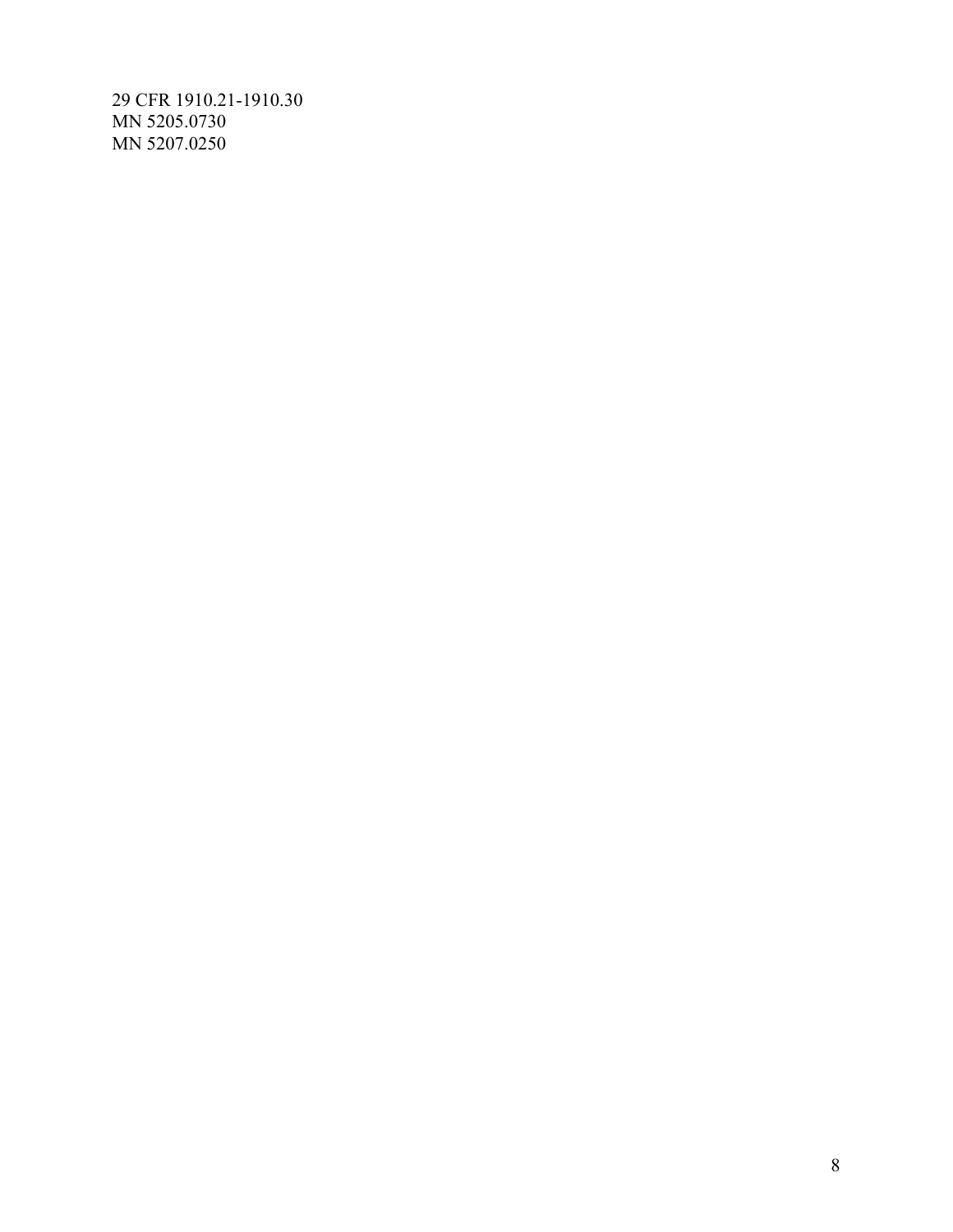29 CFR 1910.21-1910.30
MN 5205.0730
MN 5207.0250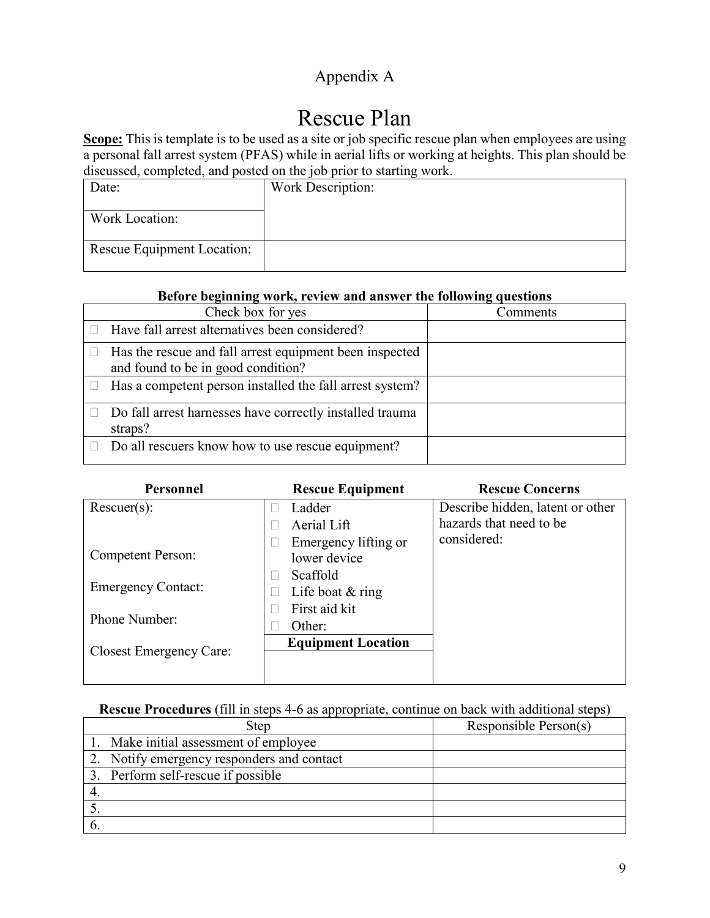Appendix A

# Rescue Plan

**Scope:** This is template is to be used as a site or job specific rescue plan when employees are using a personal fall arrest system (PFAS) while in aerial lifts or working at heights. This plan should be discussed, completed, and posted on the job prior to starting work.

| | |
|---|---|
| Date: | Work Description: |
| Work Location: | |
| Rescue Equipment Location: | |

**Before beginning work, review and answer the following questions**

| Check box for yes | Comments |
|---|---|
| ☐ Have fall arrest alternatives been considered? | |
| ☐ Has the rescue and fall arrest equipment been inspected and found to be in good condition? | |
| ☐ Has a competent person installed the fall arrest system? | |
| ☐ Do fall arrest harnesses have correctly installed trauma straps? | |
| ☐ Do all rescuers know how to use rescue equipment? | |

| **Personnel** | **Rescue Equipment** | **Rescue Concerns** |
|---|---|---|
| Rescuer(s):<br><br>Competent Person:<br><br>Emergency Contact:<br><br>Phone Number:<br><br>Closest Emergency Care: | ☐ Ladder<br>☐ Aerial Lift<br>☐ Emergency lifting or lower device<br>☐ Scaffold<br>☐ Life boat & ring<br>☐ First aid kit<br>☐ Other:<br>**Equipment Location** | Describe hidden, latent or other hazards that need to be considered: |

**Rescue Procedures** (fill in steps 4-6 as appropriate, continue on back with additional steps)

| Step | Responsible Person(s) |
|---|---|
| 1. Make initial assessment of employee | |
| 2. Notify emergency responders and contact | |
| 3. Perform self-rescue if possible | |
| 4. | |
| 5. | |
| 6. | |